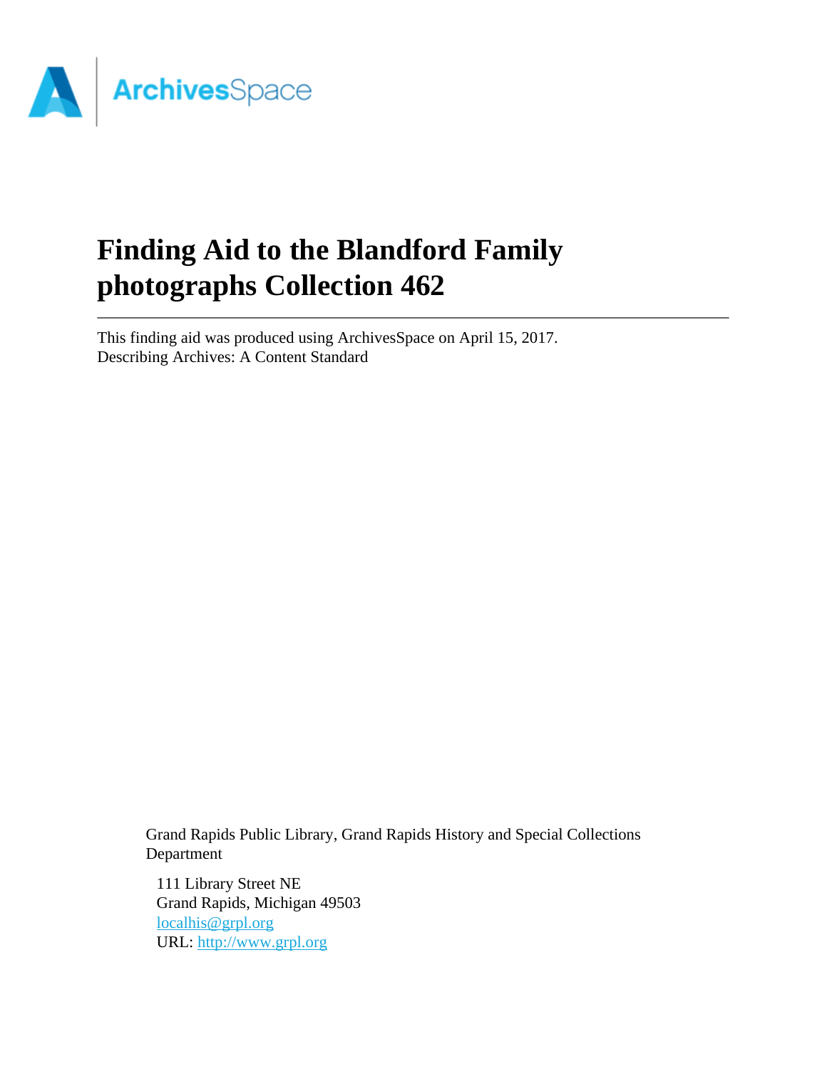# Finding Aid to the Blandford Family photographs Collection 462

This finding aid was produced using ArchivesSpace on April 15, 2017.
Describing Archives: A Content Standard

Grand Rapids Public Library, Grand Rapids History and Special Collections Department

111 Library Street NE
Grand Rapids, Michigan 49503
localhis@grpl.org
URL: http://www.grpl.org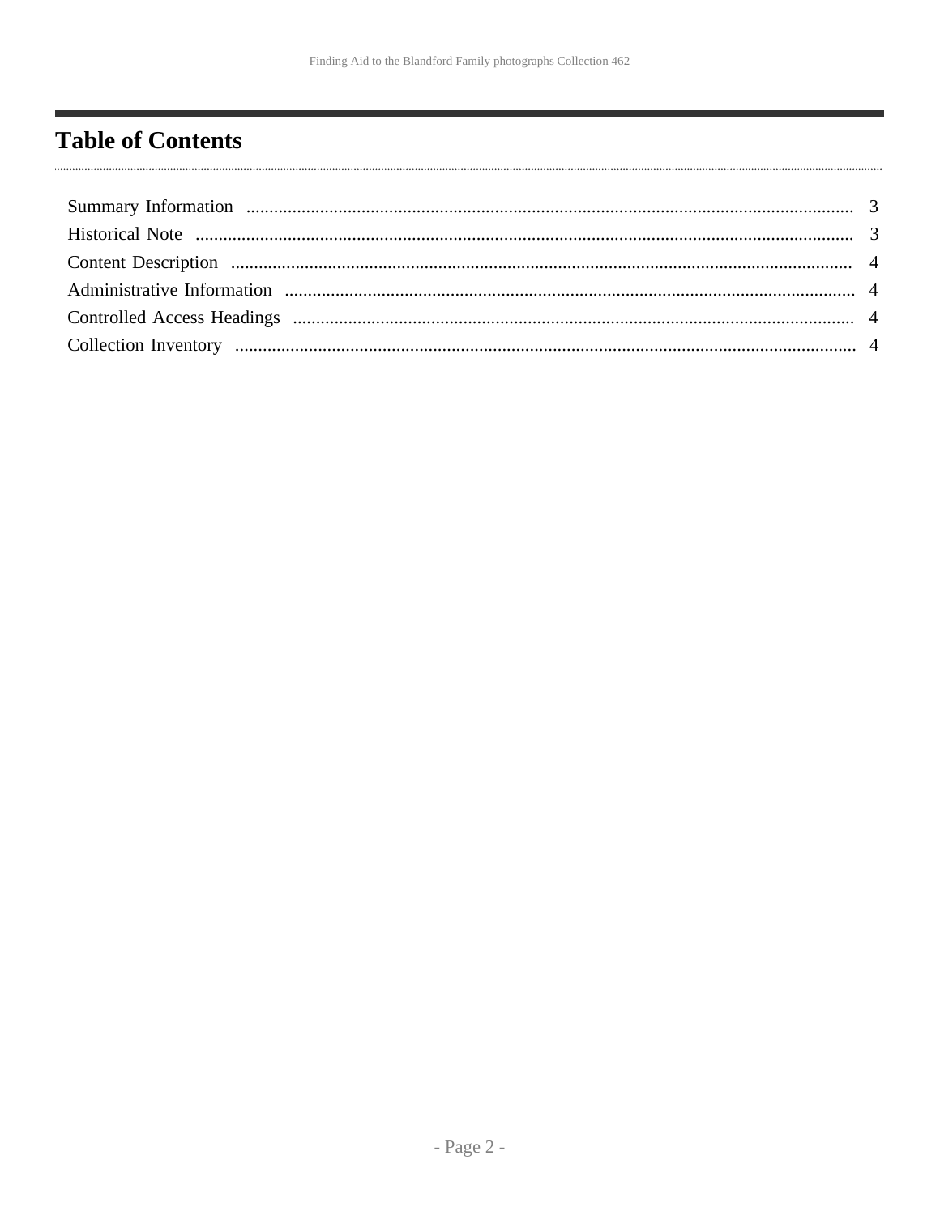# Table of Contents

- Summary Information ........ 3
- Historical Note ........ 3
- Content Description ........ 4
- Administrative Information ........ 4
- Controlled Access Headings ........ 4
- Collection Inventory ........ 4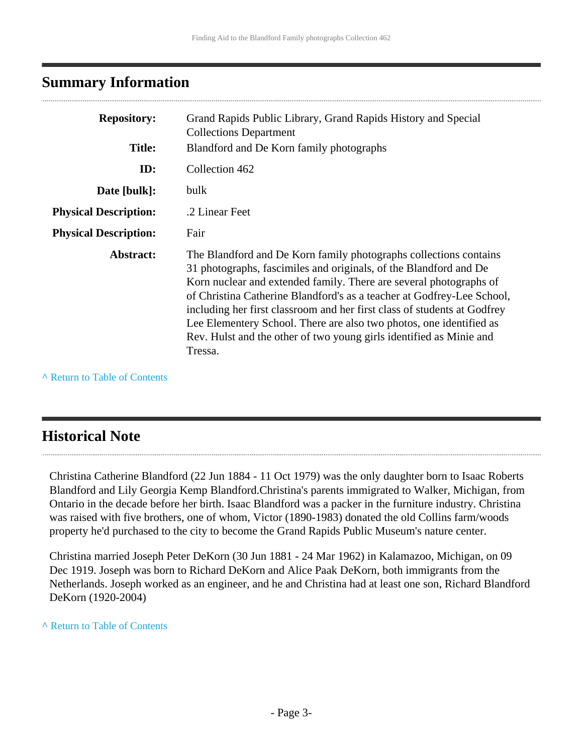## Summary Information

| | |
|---|---|
| **Repository:** | Grand Rapids Public Library, Grand Rapids History and Special Collections Department |
| **Title:** | Blandford and De Korn family photographs |
| **ID:** | Collection 462 |
| **Date [bulk]:** | bulk |
| **Physical Description:** | .2 Linear Feet |
| **Physical Description:** | Fair |
| **Abstract:** | The Blandford and De Korn family photographs collections contains 31 photographs, fascimiles and originals, of the Blandford and De Korn nuclear and extended family. There are several photographs of of Christina Catherine Blandford's as a teacher at Godfrey-Lee School, including her first classroom and her first class of students at Godfrey Lee Elementery School. There are also two photos, one identified as Rev. Hulst and the other of two young girls identified as Minie and Tressa. |

^ Return to Table of Contents

## Historical Note

Christina Catherine Blandford (22 Jun 1884 - 11 Oct 1979) was the only daughter born to Isaac Roberts Blandford and Lily Georgia Kemp Blandford.Christina's parents immigrated to Walker, Michigan, from Ontario in the decade before her birth. Isaac Blandford was a packer in the furniture industry. Christina was raised with five brothers, one of whom, Victor (1890-1983) donated the old Collins farm/woods property he'd purchased to the city to become the Grand Rapids Public Museum's nature center.

Christina married Joseph Peter DeKorn (30 Jun 1881 - 24 Mar 1962) in Kalamazoo, Michigan, on 09 Dec 1919. Joseph was born to Richard DeKorn and Alice Paak DeKorn, both immigrants from the Netherlands. Joseph worked as an engineer, and he and Christina had at least one son, Richard Blandford DeKorn (1920-2004)

^ Return to Table of Contents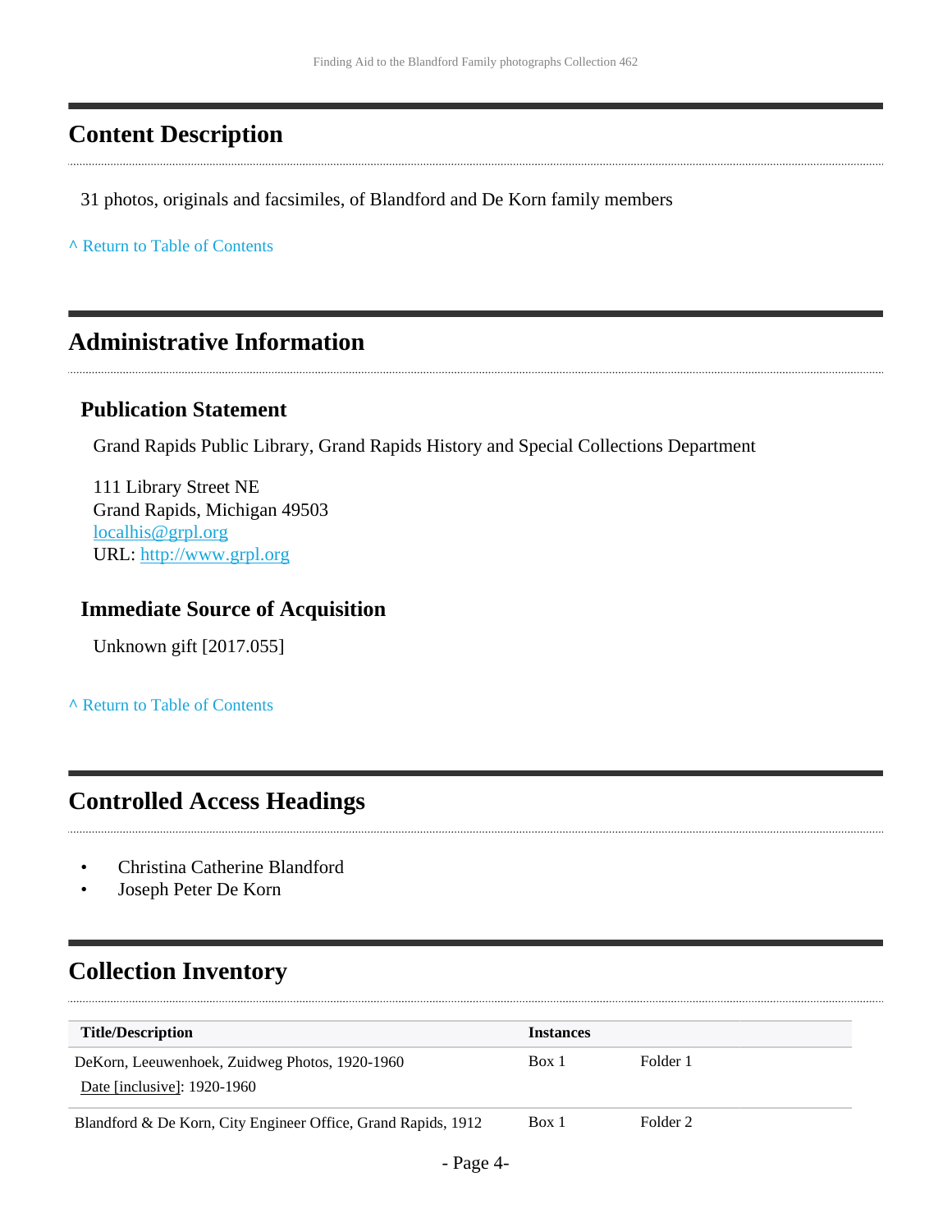## Content Description

31 photos, originals and facsimiles, of Blandford and De Korn family members

^ Return to Table of Contents

## Administrative Information

### Publication Statement

Grand Rapids Public Library, Grand Rapids History and Special Collections Department

111 Library Street NE
Grand Rapids, Michigan 49503
localhis@grpl.org
URL: http://www.grpl.org

### Immediate Source of Acquisition

Unknown gift [2017.055]

^ Return to Table of Contents

## Controlled Access Headings

- Christina Catherine Blandford
- Joseph Peter De Korn

## Collection Inventory

| Title/Description | Instances | |
|---|---|---|
| DeKorn, Leeuwenhoek, Zuidweg Photos, 1920-1960<br>Date [inclusive]: 1920-1960 | Box 1 | Folder 1 |
| Blandford & De Korn, City Engineer Office, Grand Rapids, 1912 | Box 1 | Folder 2 |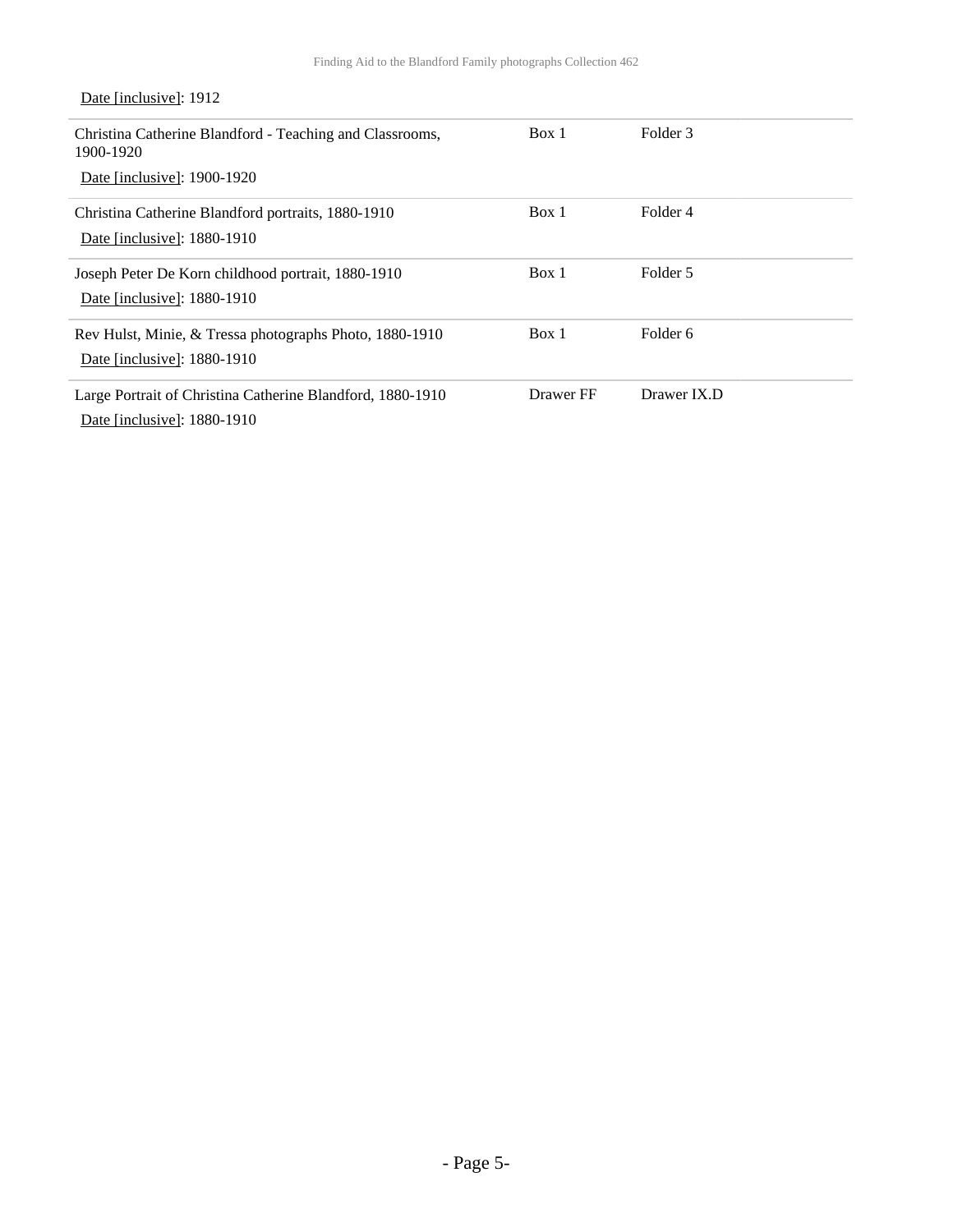Date [inclusive]: 1912

| | | |
|---|---|---|
| Christina Catherine Blandford - Teaching and Classrooms, 1900-1920<br>Date [inclusive]: 1900-1920 | Box 1 | Folder 3 |
| Christina Catherine Blandford portraits, 1880-1910<br>Date [inclusive]: 1880-1910 | Box 1 | Folder 4 |
| Joseph Peter De Korn childhood portrait, 1880-1910<br>Date [inclusive]: 1880-1910 | Box 1 | Folder 5 |
| Rev Hulst, Minie, & Tressa photographs Photo, 1880-1910<br>Date [inclusive]: 1880-1910 | Box 1 | Folder 6 |
| Large Portrait of Christina Catherine Blandford, 1880-1910<br>Date [inclusive]: 1880-1910 | Drawer FF | Drawer IX.D |